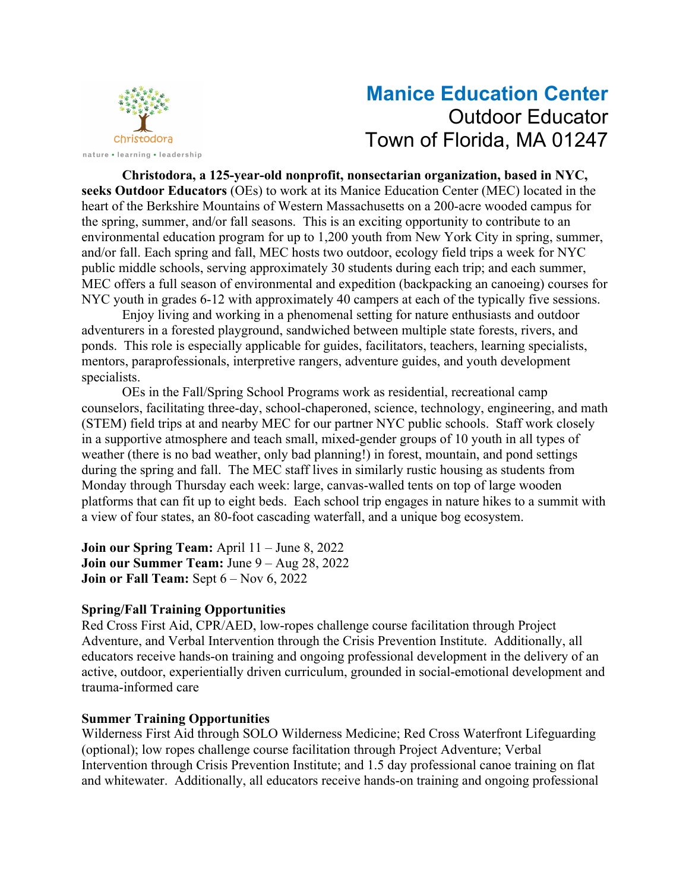christodora

nature • learning • leadership

# Manice Education Center

## Outdoor Educator
## Town of Florida, MA 01247

**Christodora, a 125-year-old nonprofit, nonsectarian organization, based in NYC, seeks Outdoor Educators** (OEs) to work at its Manice Education Center (MEC) located in the heart of the Berkshire Mountains of Western Massachusetts on a 200-acre wooded campus for the spring, summer, and/or fall seasons. This is an exciting opportunity to contribute to an environmental education program for up to 1,200 youth from New York City in spring, summer, and/or fall. Each spring and fall, MEC hosts two outdoor, ecology field trips a week for NYC public middle schools, serving approximately 30 students during each trip; and each summer, MEC offers a full season of environmental and expedition (backpacking an canoeing) courses for NYC youth in grades 6-12 with approximately 40 campers at each of the typically five sessions.

Enjoy living and working in a phenomenal setting for nature enthusiasts and outdoor adventurers in a forested playground, sandwiched between multiple state forests, rivers, and ponds. This role is especially applicable for guides, facilitators, teachers, learning specialists, mentors, paraprofessionals, interpretive rangers, adventure guides, and youth development specialists.

OEs in the Fall/Spring School Programs work as residential, recreational camp counselors, facilitating three-day, school-chaperoned, science, technology, engineering, and math (STEM) field trips at and nearby MEC for our partner NYC public schools. Staff work closely in a supportive atmosphere and teach small, mixed-gender groups of 10 youth in all types of weather (there is no bad weather, only bad planning!) in forest, mountain, and pond settings during the spring and fall. The MEC staff lives in similarly rustic housing as students from Monday through Thursday each week: large, canvas-walled tents on top of large wooden platforms that can fit up to eight beds. Each school trip engages in nature hikes to a summit with a view of four states, an 80-foot cascading waterfall, and a unique bog ecosystem.

**Join our Spring Team:** April 11 – June 8, 2022
**Join our Summer Team:** June 9 – Aug 28, 2022
**Join or Fall Team:** Sept 6 – Nov 6, 2022

**Spring/Fall Training Opportunities**
Red Cross First Aid, CPR/AED, low-ropes challenge course facilitation through Project Adventure, and Verbal Intervention through the Crisis Prevention Institute. Additionally, all educators receive hands-on training and ongoing professional development in the delivery of an active, outdoor, experientially driven curriculum, grounded in social-emotional development and trauma-informed care

**Summer Training Opportunities**
Wilderness First Aid through SOLO Wilderness Medicine; Red Cross Waterfront Lifeguarding (optional); low ropes challenge course facilitation through Project Adventure; Verbal Intervention through Crisis Prevention Institute; and 1.5 day professional canoe training on flat and whitewater. Additionally, all educators receive hands-on training and ongoing professional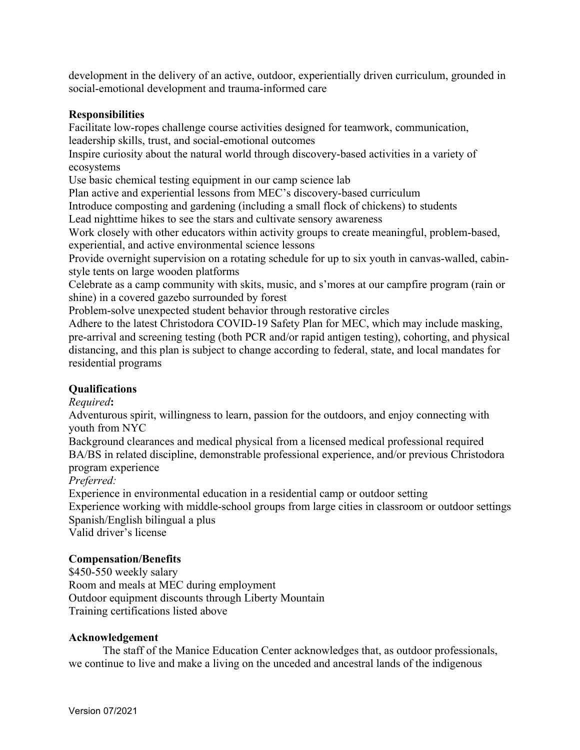development in the delivery of an active, outdoor, experientially driven curriculum, grounded in social-emotional development and trauma-informed care

**Responsibilities**

Facilitate low-ropes challenge course activities designed for teamwork, communication, leadership skills, trust, and social-emotional outcomes

Inspire curiosity about the natural world through discovery-based activities in a variety of ecosystems

Use basic chemical testing equipment in our camp science lab

Plan active and experiential lessons from MEC's discovery-based curriculum

Introduce composting and gardening (including a small flock of chickens) to students

Lead nighttime hikes to see the stars and cultivate sensory awareness

Work closely with other educators within activity groups to create meaningful, problem-based, experiential, and active environmental science lessons

Provide overnight supervision on a rotating schedule for up to six youth in canvas-walled, cabin-style tents on large wooden platforms

Celebrate as a camp community with skits, music, and s'mores at our campfire program (rain or shine) in a covered gazebo surrounded by forest

Problem-solve unexpected student behavior through restorative circles

Adhere to the latest Christodora COVID-19 Safety Plan for MEC, which may include masking, pre-arrival and screening testing (both PCR and/or rapid antigen testing), cohorting, and physical distancing, and this plan is subject to change according to federal, state, and local mandates for residential programs

**Qualifications**

*Required*:

Adventurous spirit, willingness to learn, passion for the outdoors, and enjoy connecting with youth from NYC

Background clearances and medical physical from a licensed medical professional required

BA/BS in related discipline, demonstrable professional experience, and/or previous Christodora program experience

*Preferred:*

Experience in environmental education in a residential camp or outdoor setting

Experience working with middle-school groups from large cities in classroom or outdoor settings

Spanish/English bilingual a plus

Valid driver's license

**Compensation/Benefits**

$450-550 weekly salary

Room and meals at MEC during employment

Outdoor equipment discounts through Liberty Mountain

Training certifications listed above

**Acknowledgement**

The staff of the Manice Education Center acknowledges that, as outdoor professionals, we continue to live and make a living on the unceded and ancestral lands of the indigenous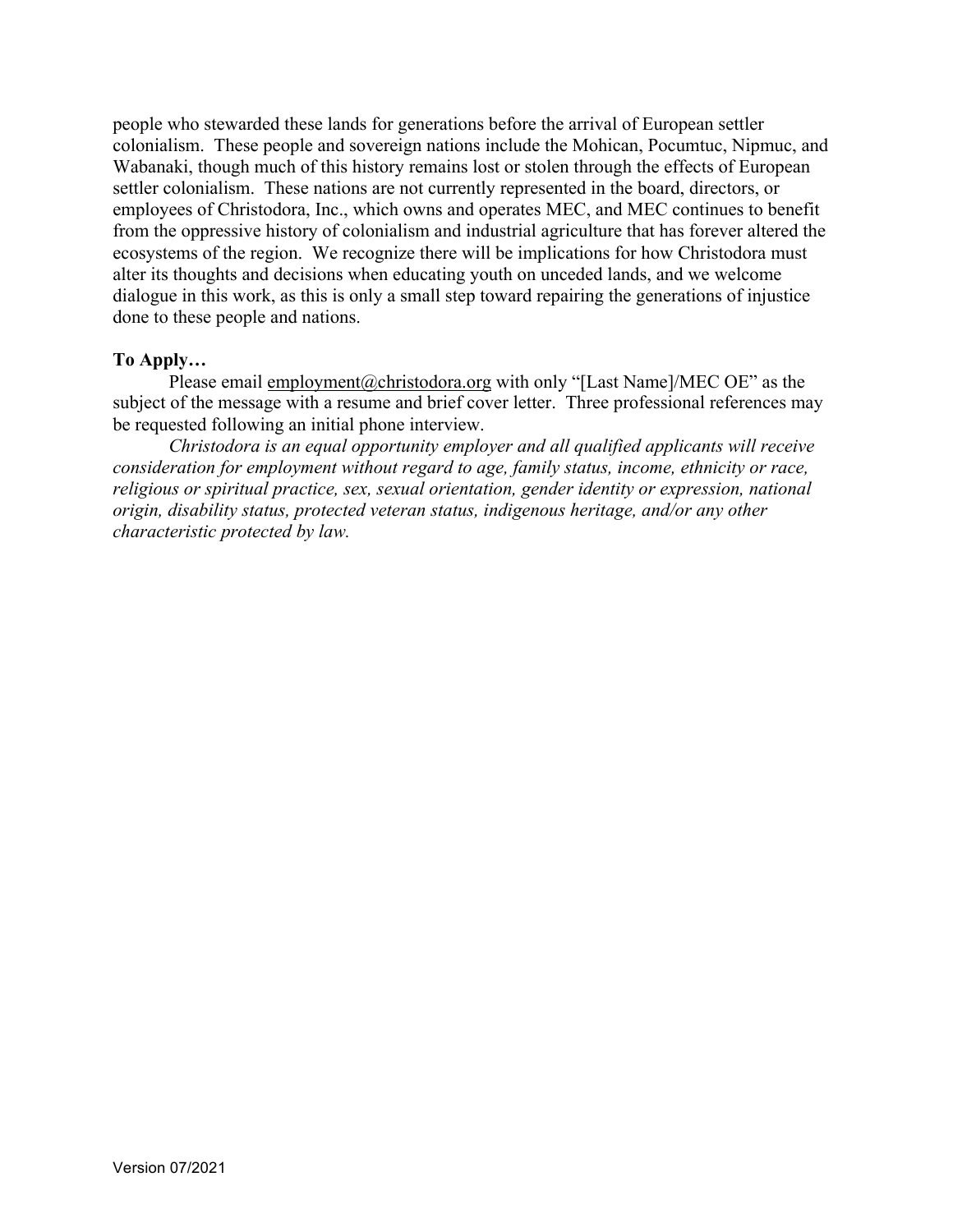people who stewarded these lands for generations before the arrival of European settler colonialism. These people and sovereign nations include the Mohican, Pocumtuc, Nipmuc, and Wabanaki, though much of this history remains lost or stolen through the effects of European settler colonialism. These nations are not currently represented in the board, directors, or employees of Christodora, Inc., which owns and operates MEC, and MEC continues to benefit from the oppressive history of colonialism and industrial agriculture that has forever altered the ecosystems of the region. We recognize there will be implications for how Christodora must alter its thoughts and decisions when educating youth on unceded lands, and we welcome dialogue in this work, as this is only a small step toward repairing the generations of injustice done to these people and nations.

**To Apply…**

Please email employment@christodora.org with only "[Last Name]/MEC OE" as the subject of the message with a resume and brief cover letter. Three professional references may be requested following an initial phone interview.

*Christodora is an equal opportunity employer and all qualified applicants will receive consideration for employment without regard to age, family status, income, ethnicity or race, religious or spiritual practice, sex, sexual orientation, gender identity or expression, national origin, disability status, protected veteran status, indigenous heritage, and/or any other characteristic protected by law.*

Version 07/2021